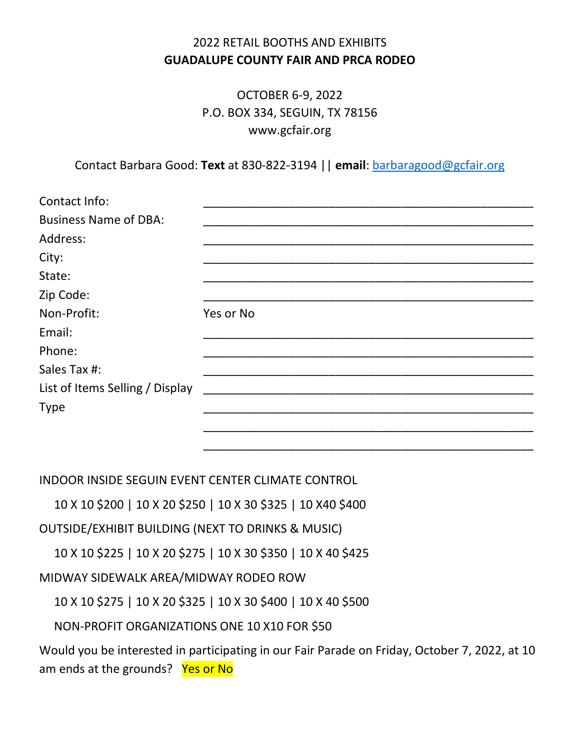2022 RETAIL BOOTHS AND EXHIBITS

**GUADALUPE COUNTY FAIR AND PRCA RODEO**

OCTOBER 6-9, 2022

P.O. BOX 334, SEGUIN, TX 78156

www.gcfair.org

Contact Barbara Good: **Text** at 830-822-3194 || **email**: barbaragood@gcfair.org

Contact Info: ______________________________________________

Business Name of DBA: ______________________________________________

Address: ______________________________________________

City: ______________________________________________

State: ______________________________________________

Zip Code: ______________________________________________

Non-Profit: Yes or No

Email: ______________________________________________

Phone: ______________________________________________

Sales Tax #: ______________________________________________

List of Items Selling / Display Type ______________________________________________

______________________________________________

______________________________________________

______________________________________________

INDOOR INSIDE SEGUIN EVENT CENTER CLIMATE CONTROL

10 X 10 $200 | 10 X 20 $250 | 10 X 30 $325 | 10 X40 $400

OUTSIDE/EXHIBIT BUILDING (NEXT TO DRINKS & MUSIC)

10 X 10 $225 | 10 X 20 $275 | 10 X 30 $350 | 10 X 40 $425

MIDWAY SIDEWALK AREA/MIDWAY RODEO ROW

10 X 10 $275 | 10 X 20 $325 | 10 X 30 $400 | 10 X 40 $500

NON-PROFIT ORGANIZATIONS ONE 10 X10 FOR $50

Would you be interested in participating in our Fair Parade on Friday, October 7, 2022, at 10 am ends at the grounds? Yes or No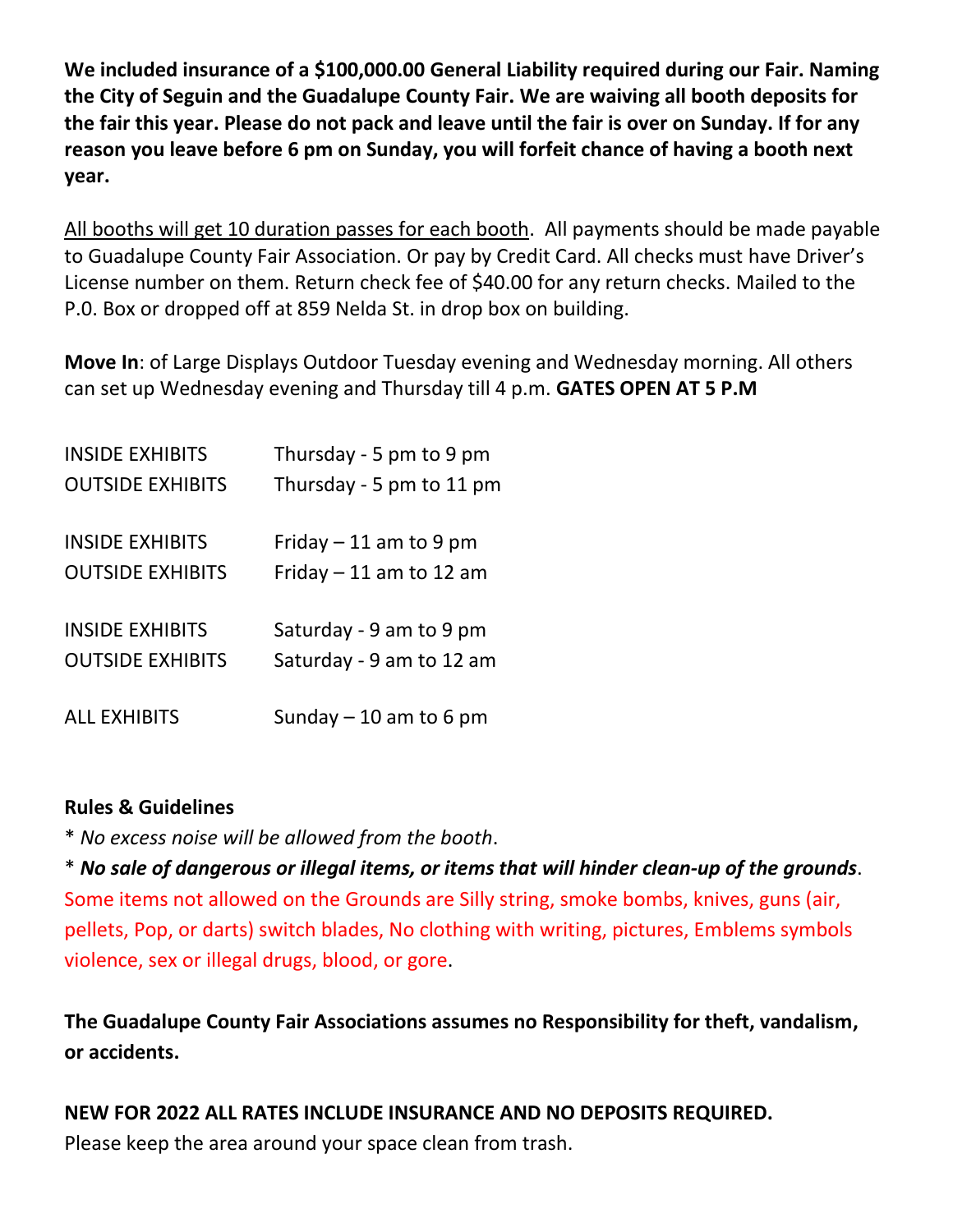**We included insurance of a $100,000.00 General Liability required during our Fair. Naming the City of Seguin and the Guadalupe County Fair. We are waiving all booth deposits for the fair this year. Please do not pack and leave until the fair is over on Sunday. If for any reason you leave before 6 pm on Sunday, you will forfeit chance of having a booth next year.**

<u>All booths will get 10 duration passes for each booth</u>. All payments should be made payable to Guadalupe County Fair Association. Or pay by Credit Card. All checks must have Driver's License number on them. Return check fee of $40.00 for any return checks. Mailed to the P.0. Box or dropped off at 859 Nelda St. in drop box on building.

**Move In**: of Large Displays Outdoor Tuesday evening and Wednesday morning. All others can set up Wednesday evening and Thursday till 4 p.m. **GATES OPEN AT 5 P.M**

| | |
|---|---|
| INSIDE EXHIBITS | Thursday - 5 pm to 9 pm |
| OUTSIDE EXHIBITS | Thursday - 5 pm to 11 pm |
| INSIDE EXHIBITS | Friday – 11 am to 9 pm |
| OUTSIDE EXHIBITS | Friday – 11 am to 12 am |
| INSIDE EXHIBITS | Saturday - 9 am to 9 pm |
| OUTSIDE EXHIBITS | Saturday - 9 am to 12 am |
| ALL EXHIBITS | Sunday – 10 am to 6 pm |

**Rules & Guidelines**

* *No excess noise will be allowed from the booth*.

* ***No sale of dangerous or illegal items, or items that will hinder clean-up of the grounds***. Some items not allowed on the Grounds are Silly string, smoke bombs, knives, guns (air, pellets, Pop, or darts) switch blades, No clothing with writing, pictures, Emblems symbols violence, sex or illegal drugs, blood, or gore.

**The Guadalupe County Fair Associations assumes no Responsibility for theft, vandalism, or accidents.**

**NEW FOR 2022 ALL RATES INCLUDE INSURANCE AND NO DEPOSITS REQUIRED.**
Please keep the area around your space clean from trash.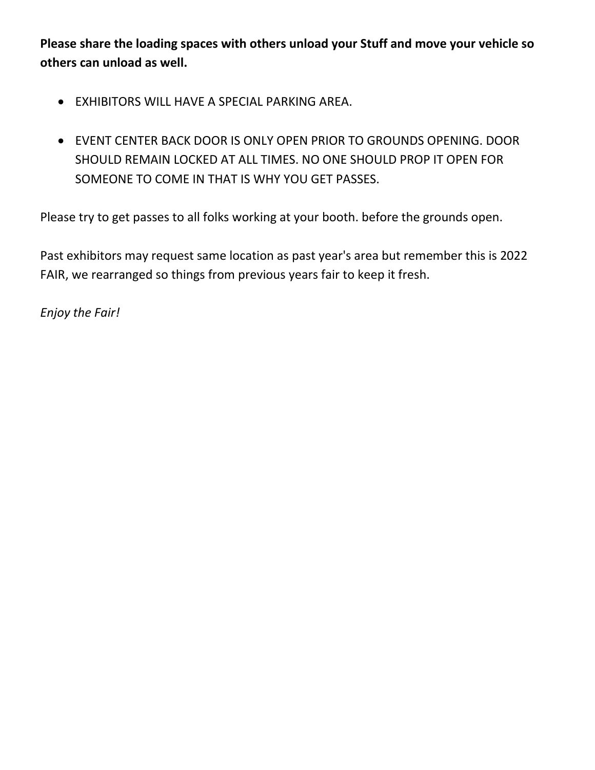**Please share the loading spaces with others unload your Stuff and move your vehicle so others can unload as well.**

- EXHIBITORS WILL HAVE A SPECIAL PARKING AREA.
- EVENT CENTER BACK DOOR IS ONLY OPEN PRIOR TO GROUNDS OPENING. DOOR SHOULD REMAIN LOCKED AT ALL TIMES. NO ONE SHOULD PROP IT OPEN FOR SOMEONE TO COME IN THAT IS WHY YOU GET PASSES.

Please try to get passes to all folks working at your booth. before the grounds open.

Past exhibitors may request same location as past year's area but remember this is 2022 FAIR, we rearranged so things from previous years fair to keep it fresh.

*Enjoy the Fair!*